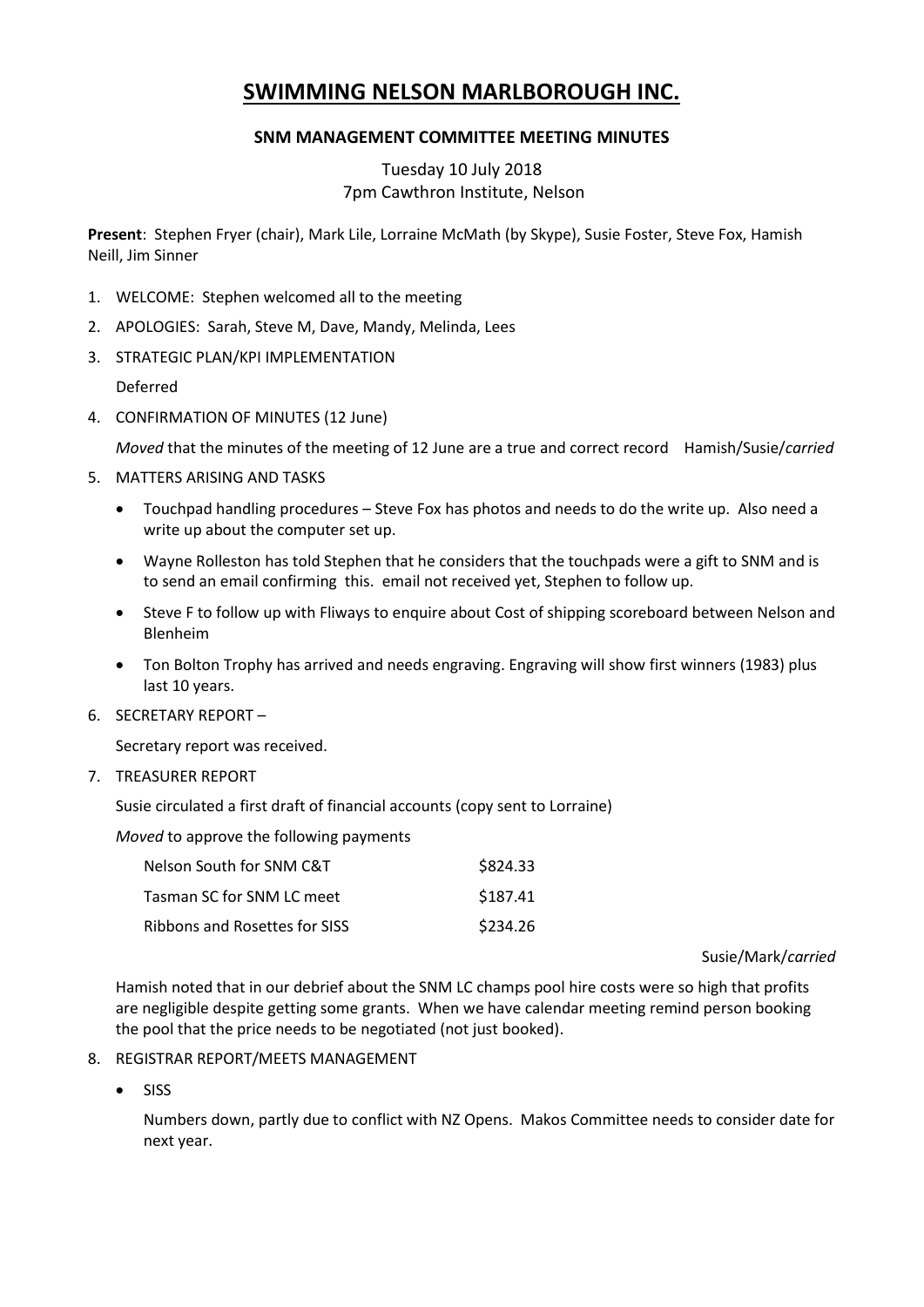# SWIMMING NELSON MARLBOROUGH INC.

## SNM MANAGEMENT COMMITTEE MEETING MINUTES

Tuesday 10 July 2018
7pm Cawthron Institute, Nelson

**Present**: Stephen Fryer (chair), Mark Lile, Lorraine McMath (by Skype), Susie Foster, Steve Fox, Hamish Neill, Jim Sinner

1. WELCOME: Stephen welcomed all to the meeting
2. APOLOGIES: Sarah, Steve M, Dave, Mandy, Melinda, Lees
3. STRATEGIC PLAN/KPI IMPLEMENTATION

   Deferred
4. CONFIRMATION OF MINUTES (12 June)

   *Moved* that the minutes of the meeting of 12 June are a true and correct record Hamish/Susie/*carried*
5. MATTERS ARISING AND TASKS
   - Touchpad handling procedures – Steve Fox has photos and needs to do the write up. Also need a write up about the computer set up.
   - Wayne Rolleston has told Stephen that he considers that the touchpads were a gift to SNM and is to send an email confirming this. email not received yet, Stephen to follow up.
   - Steve F to follow up with Fliways to enquire about Cost of shipping scoreboard between Nelson and Blenheim
   - Ton Bolton Trophy has arrived and needs engraving. Engraving will show first winners (1983) plus last 10 years.
6. SECRETARY REPORT –

   Secretary report was received.
7. TREASURER REPORT

   Susie circulated a first draft of financial accounts (copy sent to Lorraine)

   *Moved* to approve the following payments

   | | |
   |---|---|
   | Nelson South for SNM C&T | $824.33 |
   | Tasman SC for SNM LC meet | $187.41 |
   | Ribbons and Rosettes for SISS | $234.26 |

   Susie/Mark/*carried*

   Hamish noted that in our debrief about the SNM LC champs pool hire costs were so high that profits are negligible despite getting some grants. When we have calendar meeting remind person booking the pool that the price needs to be negotiated (not just booked).
8. REGISTRAR REPORT/MEETS MANAGEMENT
   - SISS

     Numbers down, partly due to conflict with NZ Opens. Makos Committee needs to consider date for next year.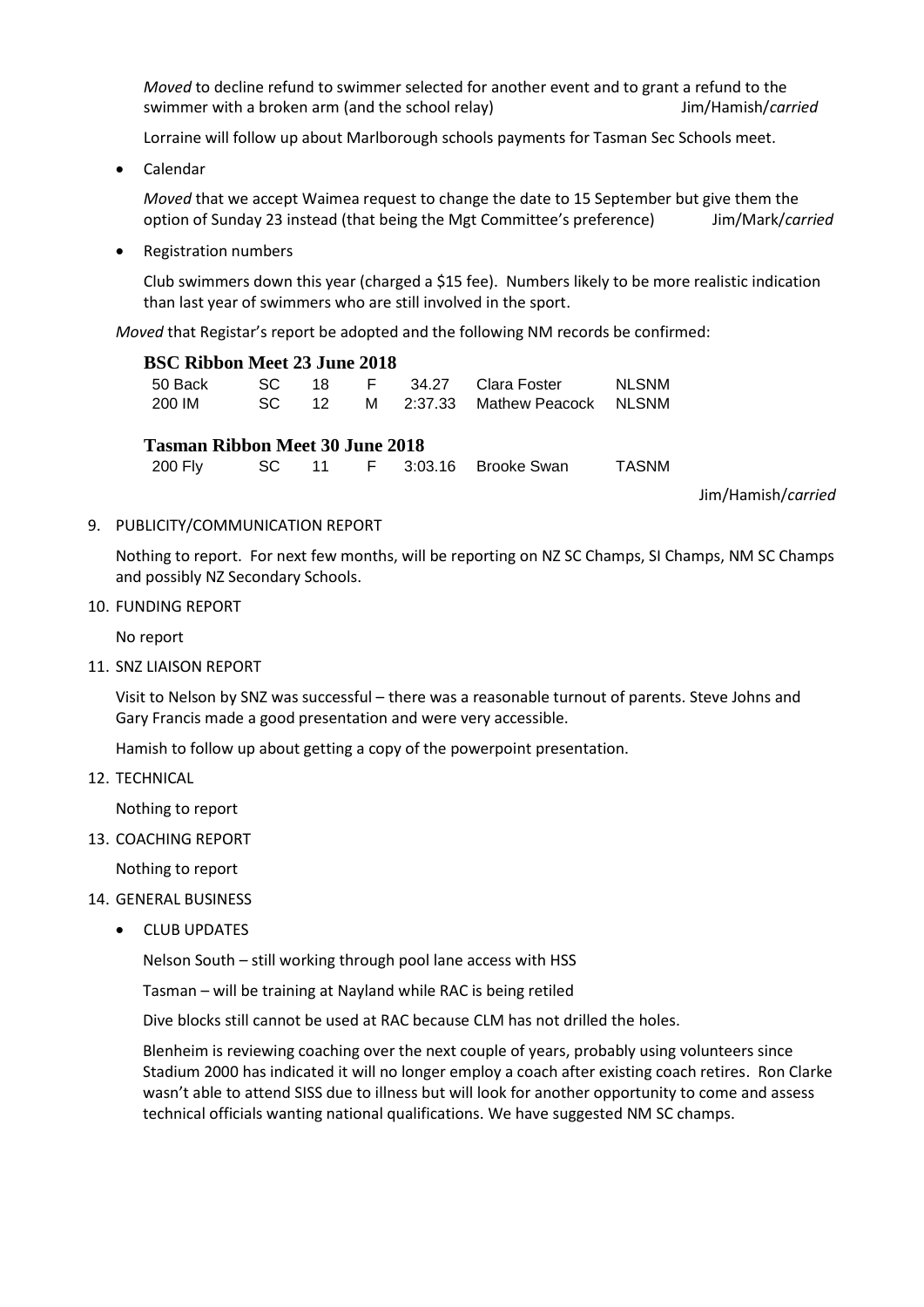*Moved* to decline refund to swimmer selected for another event and to grant a refund to the swimmer with a broken arm (and the school relay) Jim/Hamish/*carried*

Lorraine will follow up about Marlborough schools payments for Tasman Sec Schools meet.

- Calendar

  *Moved* that we accept Waimea request to change the date to 15 September but give them the option of Sunday 23 instead (that being the Mgt Committee's preference) Jim/Mark/*carried*

- Registration numbers

  Club swimmers down this year (charged a $15 fee). Numbers likely to be more realistic indication than last year of swimmers who are still involved in the sport.

*Moved* that Registar's report be adopted and the following NM records be confirmed:

**BSC Ribbon Meet 23 June 2018**

| | | | | | | |
|---|---|---|---|---|---|---|
| 50 Back | SC | 18 | F | 34.27 | Clara Foster | NLSNM |
| 200 IM | SC | 12 | M | 2:37.33 | Mathew Peacock | NLSNM |

**Tasman Ribbon Meet 30 June 2018**

| | | | | | | |
|---|---|---|---|---|---|---|
| 200 Fly | SC | 11 | F | 3:03.16 | Brooke Swan | TASNM |

Jim/Hamish/*carried*

9. PUBLICITY/COMMUNICATION REPORT

   Nothing to report. For next few months, will be reporting on NZ SC Champs, SI Champs, NM SC Champs and possibly NZ Secondary Schools.

10. FUNDING REPORT

    No report

11. SNZ LIAISON REPORT

    Visit to Nelson by SNZ was successful – there was a reasonable turnout of parents. Steve Johns and Gary Francis made a good presentation and were very accessible.

    Hamish to follow up about getting a copy of the powerpoint presentation.

12. TECHNICAL

    Nothing to report

13. COACHING REPORT

    Nothing to report

14. GENERAL BUSINESS

    - CLUB UPDATES

      Nelson South – still working through pool lane access with HSS

      Tasman – will be training at Nayland while RAC is being retiled

      Dive blocks still cannot be used at RAC because CLM has not drilled the holes.

      Blenheim is reviewing coaching over the next couple of years, probably using volunteers since Stadium 2000 has indicated it will no longer employ a coach after existing coach retires. Ron Clarke wasn't able to attend SISS due to illness but will look for another opportunity to come and assess technical officials wanting national qualifications. We have suggested NM SC champs.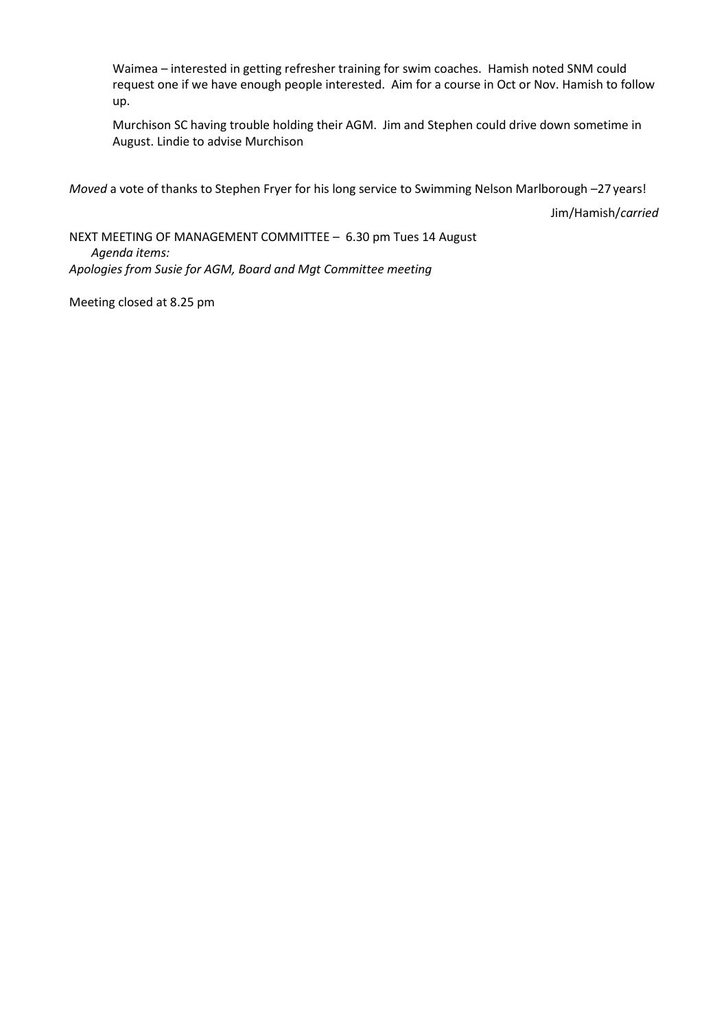Waimea – interested in getting refresher training for swim coaches. Hamish noted SNM could request one if we have enough people interested. Aim for a course in Oct or Nov. Hamish to follow up.

Murchison SC having trouble holding their AGM. Jim and Stephen could drive down sometime in August. Lindie to advise Murchison

*Moved* a vote of thanks to Stephen Fryer for his long service to Swimming Nelson Marlborough –27 years!

Jim/Hamish/*carried*

NEXT MEETING OF MANAGEMENT COMMITTEE – 6.30 pm Tues 14 August

*Agenda items:*

*Apologies from Susie for AGM, Board and Mgt Committee meeting*

Meeting closed at 8.25 pm